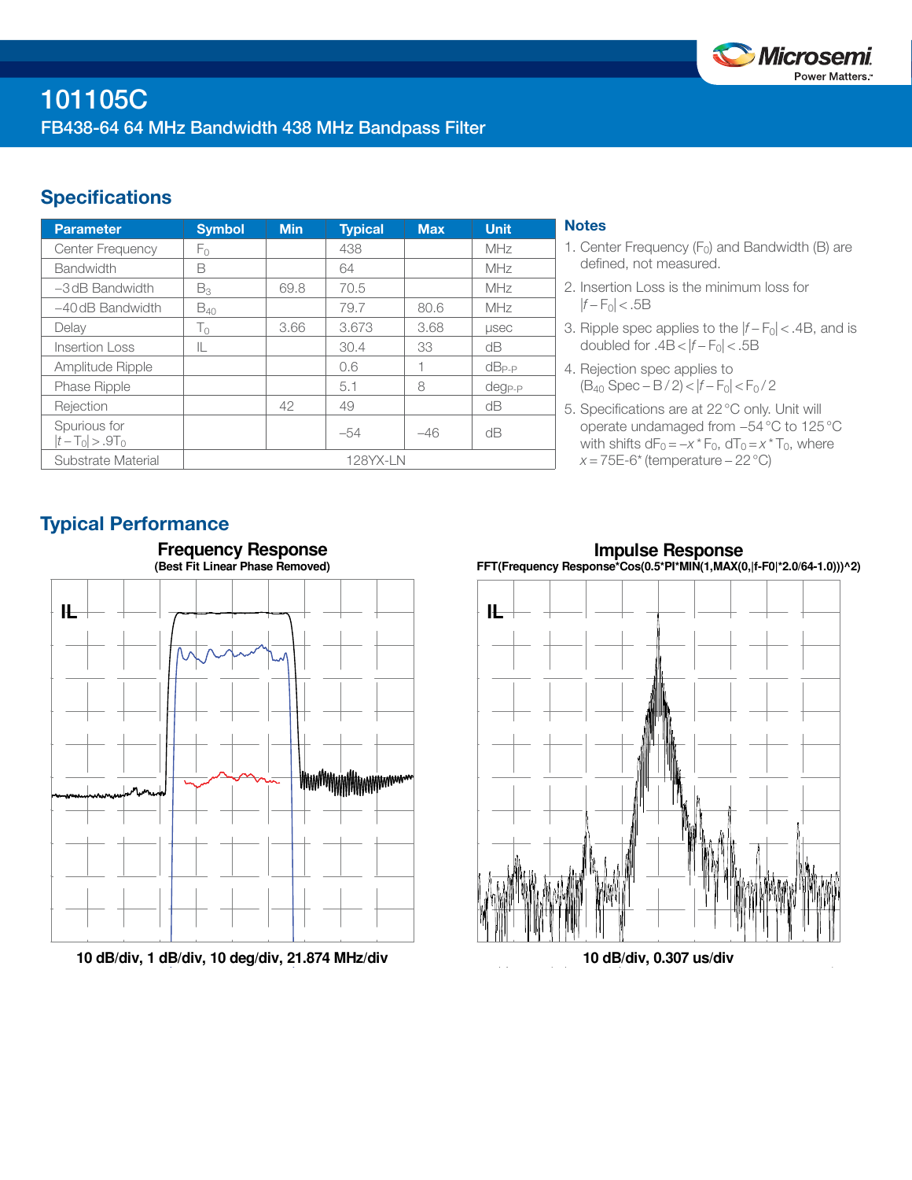# 101105C

FB438-64 64 MHz Bandwidth 438 MHz Bandpass Filter

## Specifications

| Parameter | Symbol | Min | Typical | Max | Unit |
|---|---|---|---|---|---|
| Center Frequency | $F_0$ | | 438 | | MHz |
| Bandwidth | B | | 64 | | MHz |
| −3 dB Bandwidth | $B_3$ | 69.8 | 70.5 | | MHz |
| −40 dB Bandwidth | $B_{40}$ | | 79.7 | 80.6 | MHz |
| Delay | $T_0$ | 3.66 | 3.673 | 3.68 | µsec |
| Insertion Loss | IL | | 30.4 | 33 | dB |
| Amplitude Ripple | | | 0.6 | 1 | $dB_{P-P}$ |
| Phase Ripple | | | 5.1 | 8 | $deg_{P-P}$ |
| Rejection | | 42 | 49 | | dB |
| Spurious for $\lvert t - T_0 \rvert > .9T_0$ | | | −54 | −46 | dB |
| Substrate Material | | | 128YX-LN | | |

### Notes

1. Center Frequency ($F_0$) and Bandwidth (B) are defined, not measured.
2. Insertion Loss is the minimum loss for $\lvert f - F_0 \rvert < .5B$
3. Ripple spec applies to the $\lvert f - F_0 \rvert < .4B$, and is doubled for $.4B < \lvert f - F_0 \rvert < .5B$
4. Rejection spec applies to ($B_{40}$ Spec $- B/2) < \lvert f - F_0 \rvert < F_0/2$
5. Specifications are at 22 °C only. Unit will operate undamaged from −54 °C to 125 °C with shifts $dF_0 = -x * F_0$, $dT_0 = x * T_0$, where $x = 75E\text{-}6 *$ (temperature − 22 °C)

## Typical Performance

**Frequency Response**
(Best Fit Linear Phase Removed)

10 dB/div, 1 dB/div, 10 deg/div, 21.874 MHz/div

**Impulse Response**
FFT(Frequency Response*Cos(0.5*PI*MIN(1,MAX(0,|f-F0|*2.0/64-1.0))^2)

10 dB/div, 0.307 us/div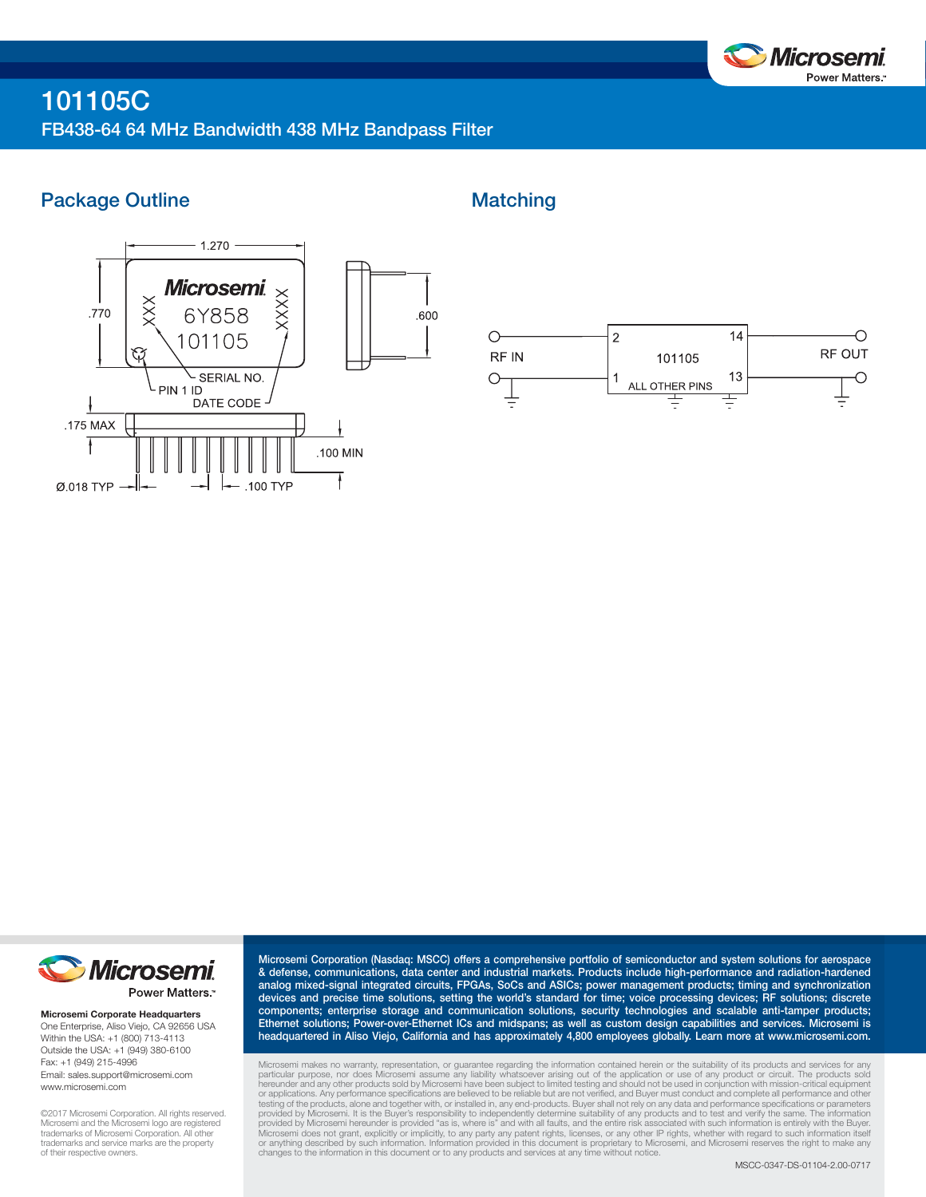# 101105C

FB438-64 64 MHz Bandwidth 438 MHz Bandpass Filter

## Package Outline

1.270

.770

Microsemi

6Y858

101105

XXX

XXXX

.600

SERIAL NO.

PIN 1 ID

DATE CODE

.175 MAX

.100 MIN

Ø.018 TYP

.100 TYP

## Matching

RF IN

2

14

101105

RF OUT

1

13

ALL OTHER PINS

**Microsemi Corporate Headquarters**
One Enterprise, Aliso Viejo, CA 92656 USA
Within the USA: +1 (800) 713-4113
Outside the USA: +1 (949) 380-6100
Fax: +1 (949) 215-4996
Email: sales.support@microsemi.com
www.microsemi.com

©2017 Microsemi Corporation. All rights reserved. Microsemi and the Microsemi logo are registered trademarks of Microsemi Corporation. All other trademarks and service marks are the property of their respective owners.

Microsemi Corporation (Nasdaq: MSCC) offers a comprehensive portfolio of semiconductor and system solutions for aerospace & defense, communications, data center and industrial markets. Products include high-performance and radiation-hardened analog mixed-signal integrated circuits, FPGAs, SoCs and ASICs; power management products; timing and synchronization devices and precise time solutions, setting the world's standard for time; voice processing devices; RF solutions; discrete components; enterprise storage and communication solutions, security technologies and scalable anti-tamper products; Ethernet solutions; Power-over-Ethernet ICs and midspans; as well as custom design capabilities and services. Microsemi is headquartered in Aliso Viejo, California and has approximately 4,800 employees globally. Learn more at www.microsemi.com.

Microsemi makes no warranty, representation, or guarantee regarding the information contained herein or the suitability of its products and services for any particular purpose, nor does Microsemi assume any liability whatsoever arising out of the application or use of any product or circuit. The products sold hereunder and any other products sold by Microsemi have been subject to limited testing and should not be used in conjunction with mission-critical equipment or applications. Any performance specifications are believed to be reliable but are not verified, and Buyer must conduct and complete all performance and other testing of the products, alone and together with, or installed in, any end-products. Buyer shall not rely on any data and performance specifications or parameters provided by Microsemi. It is the Buyer's responsibility to independently determine suitability of any products and to test and verify the same. The information provided by Microsemi hereunder is provided "as is, where is" and with all faults, and the entire risk associated with such information is entirely with the Buyer. Microsemi does not grant, explicitly or implicitly, to any party any patent rights, licenses, or any other IP rights, whether with regard to such information itself or anything described by such information. Information provided in this document is proprietary to Microsemi, and Microsemi reserves the right to make any changes to the information in this document or to any products and services at any time without notice.

MSCC-0347-DS-01104-2.00-0717